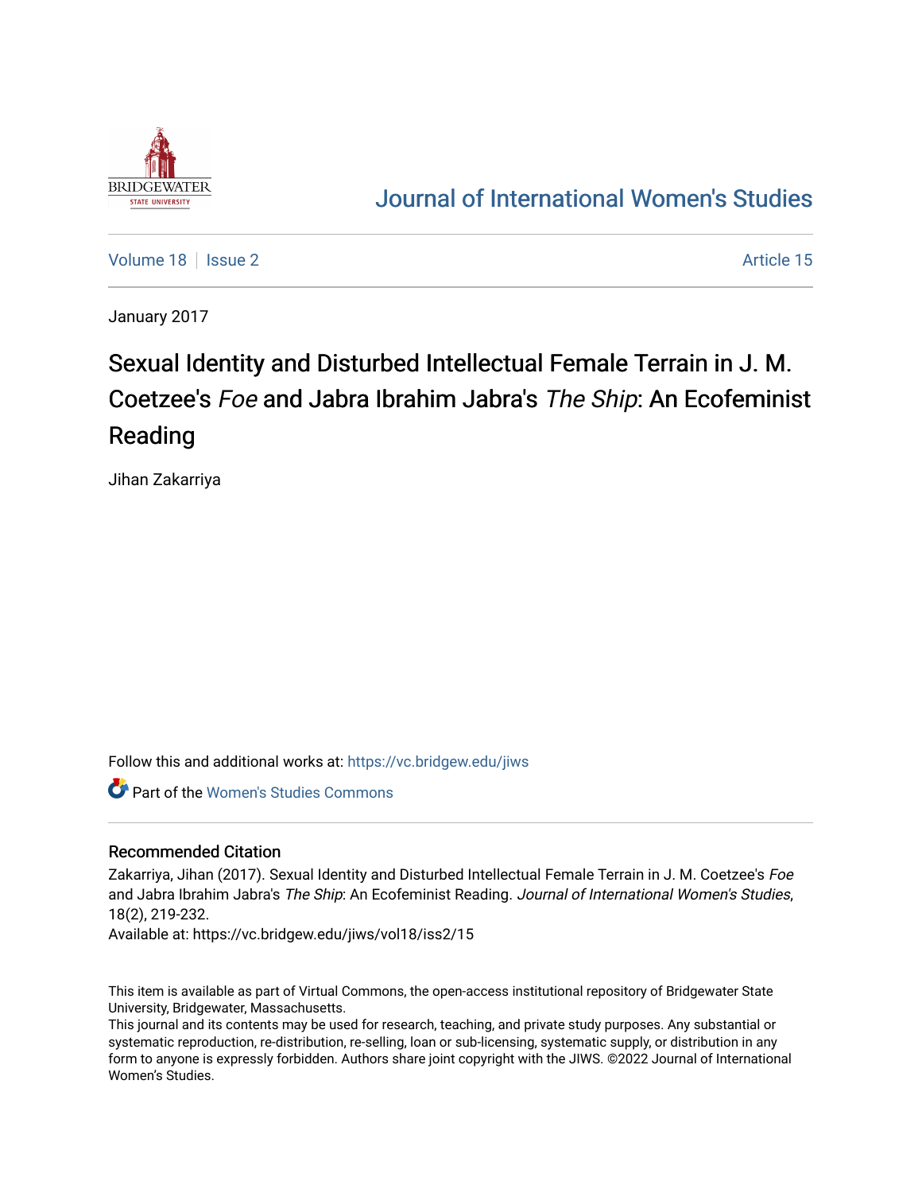[Journal of International Women's Studies](https://vc.bridgew.edu/jiws)

Volume 18 | Issue 2 | Article 15

January 2017

# Sexual Identity and Disturbed Intellectual Female Terrain in J. M. Coetzee's *Foe* and Jabra Ibrahim Jabra's *The Ship*: An Ecofeminist Reading

Jihan Zakarriya

Follow this and additional works at: https://vc.bridgew.edu/jiws

Part of the Women's Studies Commons

## Recommended Citation

Zakarriya, Jihan (2017). Sexual Identity and Disturbed Intellectual Female Terrain in J. M. Coetzee's *Foe* and Jabra Ibrahim Jabra's *The Ship*: An Ecofeminist Reading. *Journal of International Women's Studies*, 18(2), 219-232.

Available at: https://vc.bridgew.edu/jiws/vol18/iss2/15

This item is available as part of Virtual Commons, the open-access institutional repository of Bridgewater State University, Bridgewater, Massachusetts.

This journal and its contents may be used for research, teaching, and private study purposes. Any substantial or systematic reproduction, re-distribution, re-selling, loan or sub-licensing, systematic supply, or distribution in any form to anyone is expressly forbidden. Authors share joint copyright with the JIWS. ©2022 Journal of International Women's Studies.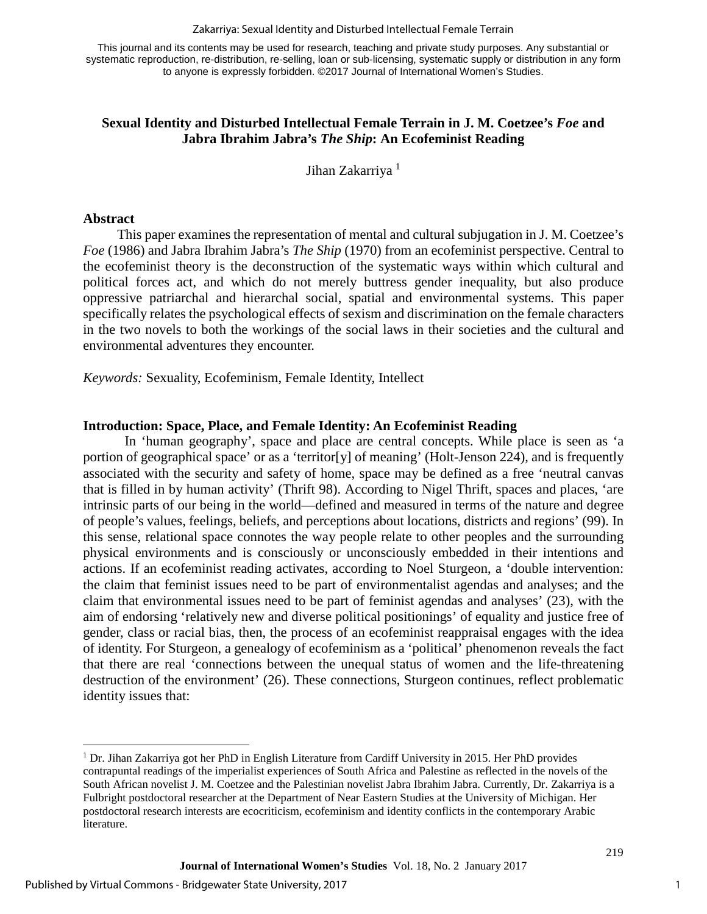This journal and its contents may be used for research, teaching and private study purposes. Any substantial or systematic reproduction, re-distribution, re-selling, loan or sub-licensing, systematic supply or distribution in any form to anyone is expressly forbidden. ©2017 Journal of International Women's Studies.

# Sexual Identity and Disturbed Intellectual Female Terrain in J. M. Coetzee's *Foe* and Jabra Ibrahim Jabra's *The Ship*: An Ecofeminist Reading

Jihan Zakarriya [1]

## Abstract

This paper examines the representation of mental and cultural subjugation in J. M. Coetzee's *Foe* (1986) and Jabra Ibrahim Jabra's *The Ship* (1970) from an ecofeminist perspective. Central to the ecofeminist theory is the deconstruction of the systematic ways within which cultural and political forces act, and which do not merely buttress gender inequality, but also produce oppressive patriarchal and hierarchal social, spatial and environmental systems. This paper specifically relates the psychological effects of sexism and discrimination on the female characters in the two novels to both the workings of the social laws in their societies and the cultural and environmental adventures they encounter.

*Keywords:* Sexuality, Ecofeminism, Female Identity, Intellect

## Introduction: Space, Place, and Female Identity: An Ecofeminist Reading

In 'human geography', space and place are central concepts. While place is seen as 'a portion of geographical space' or as a 'territor[y] of meaning' (Holt-Jenson 224), and is frequently associated with the security and safety of home, space may be defined as a free 'neutral canvas that is filled in by human activity' (Thrift 98). According to Nigel Thrift, spaces and places, 'are intrinsic parts of our being in the world—defined and measured in terms of the nature and degree of people's values, feelings, beliefs, and perceptions about locations, districts and regions' (99). In this sense, relational space connotes the way people relate to other peoples and the surrounding physical environments and is consciously or unconsciously embedded in their intentions and actions. If an ecofeminist reading activates, according to Noel Sturgeon, a 'double intervention: the claim that feminist issues need to be part of environmentalist agendas and analyses; and the claim that environmental issues need to be part of feminist agendas and analyses' (23), with the aim of endorsing 'relatively new and diverse political positionings' of equality and justice free of gender, class or racial bias, then, the process of an ecofeminist reappraisal engages with the idea of identity. For Sturgeon, a genealogy of ecofeminism as a 'political' phenomenon reveals the fact that there are real 'connections between the unequal status of women and the life-threatening destruction of the environment' (26). These connections, Sturgeon continues, reflect problematic identity issues that:

[1] Dr. Jihan Zakarriya got her PhD in English Literature from Cardiff University in 2015. Her PhD provides contrapuntal readings of the imperialist experiences of South Africa and Palestine as reflected in the novels of the South African novelist J. M. Coetzee and the Palestinian novelist Jabra Ibrahim Jabra. Currently, Dr. Zakarriya is a Fulbright postdoctoral researcher at the Department of Near Eastern Studies at the University of Michigan. Her postdoctoral research interests are ecocriticism, ecofeminism and identity conflicts in the contemporary Arabic literature.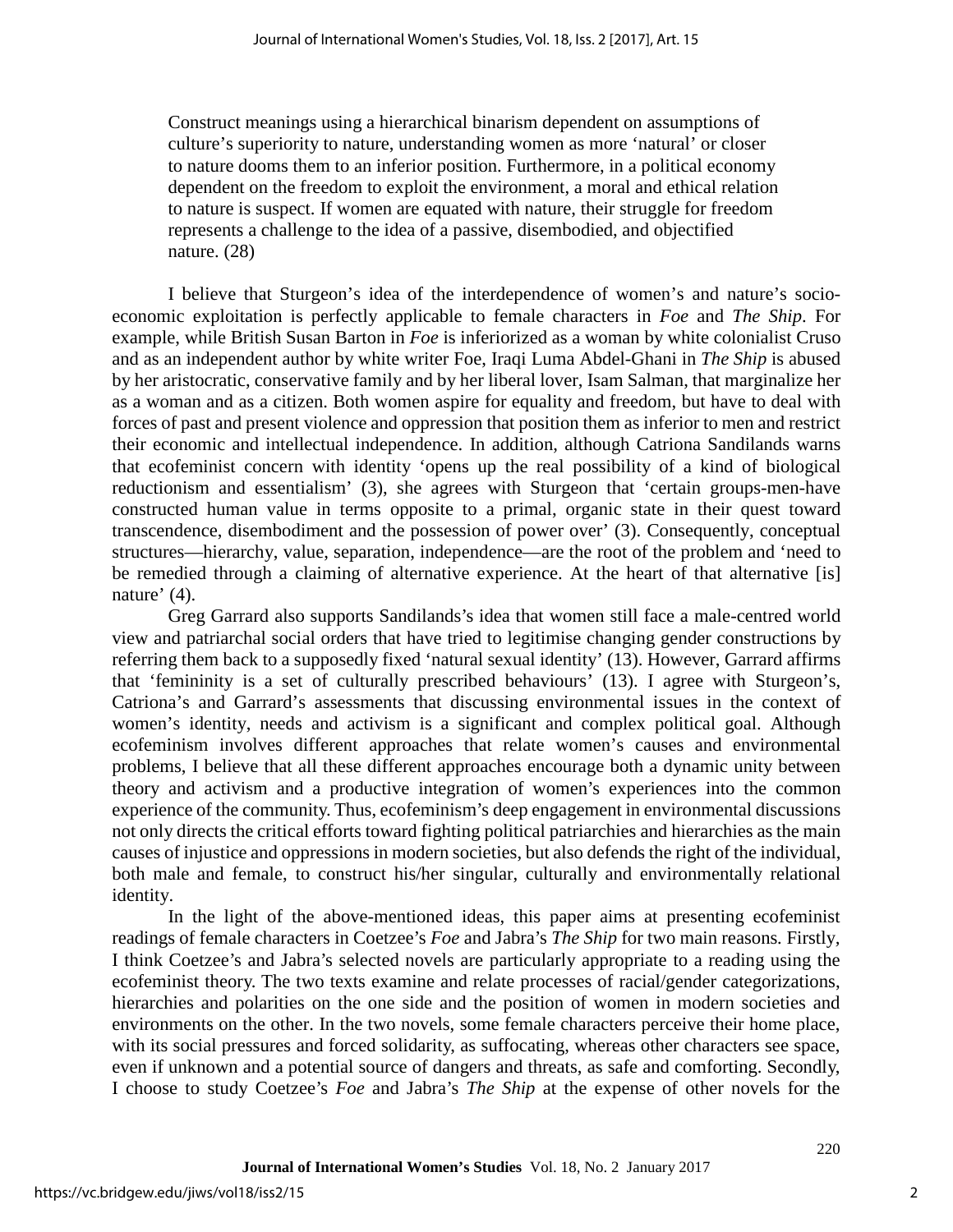> Construct meanings using a hierarchical binarism dependent on assumptions of culture's superiority to nature, understanding women as more 'natural' or closer to nature dooms them to an inferior position. Furthermore, in a political economy dependent on the freedom to exploit the environment, a moral and ethical relation to nature is suspect. If women are equated with nature, their struggle for freedom represents a challenge to the idea of a passive, disembodied, and objectified nature. (28)

I believe that Sturgeon's idea of the interdependence of women's and nature's socio-economic exploitation is perfectly applicable to female characters in *Foe* and *The Ship*. For example, while British Susan Barton in *Foe* is inferiorized as a woman by white colonialist Cruso and as an independent author by white writer Foe, Iraqi Luma Abdel-Ghani in *The Ship* is abused by her aristocratic, conservative family and by her liberal lover, Isam Salman, that marginalize her as a woman and as a citizen. Both women aspire for equality and freedom, but have to deal with forces of past and present violence and oppression that position them as inferior to men and restrict their economic and intellectual independence. In addition, although Catriona Sandilands warns that ecofeminist concern with identity 'opens up the real possibility of a kind of biological reductionism and essentialism' (3), she agrees with Sturgeon that 'certain groups-men-have constructed human value in terms opposite to a primal, organic state in their quest toward transcendence, disembodiment and the possession of power over' (3). Consequently, conceptual structures—hierarchy, value, separation, independence—are the root of the problem and 'need to be remedied through a claiming of alternative experience. At the heart of that alternative [is] nature' (4).

Greg Garrard also supports Sandilands's idea that women still face a male-centred world view and patriarchal social orders that have tried to legitimise changing gender constructions by referring them back to a supposedly fixed 'natural sexual identity' (13). However, Garrard affirms that 'femininity is a set of culturally prescribed behaviours' (13). I agree with Sturgeon's, Catriona's and Garrard's assessments that discussing environmental issues in the context of women's identity, needs and activism is a significant and complex political goal. Although ecofeminism involves different approaches that relate women's causes and environmental problems, I believe that all these different approaches encourage both a dynamic unity between theory and activism and a productive integration of women's experiences into the common experience of the community. Thus, ecofeminism's deep engagement in environmental discussions not only directs the critical efforts toward fighting political patriarchies and hierarchies as the main causes of injustice and oppressions in modern societies, but also defends the right of the individual, both male and female, to construct his/her singular, culturally and environmentally relational identity.

In the light of the above-mentioned ideas, this paper aims at presenting ecofeminist readings of female characters in Coetzee's *Foe* and Jabra's *The Ship* for two main reasons. Firstly, I think Coetzee's and Jabra's selected novels are particularly appropriate to a reading using the ecofeminist theory. The two texts examine and relate processes of racial/gender categorizations, hierarchies and polarities on the one side and the position of women in modern societies and environments on the other. In the two novels, some female characters perceive their home place, with its social pressures and forced solidarity, as suffocating, whereas other characters see space, even if unknown and a potential source of dangers and threats, as safe and comforting. Secondly, I choose to study Coetzee's *Foe* and Jabra's *The Ship* at the expense of other novels for the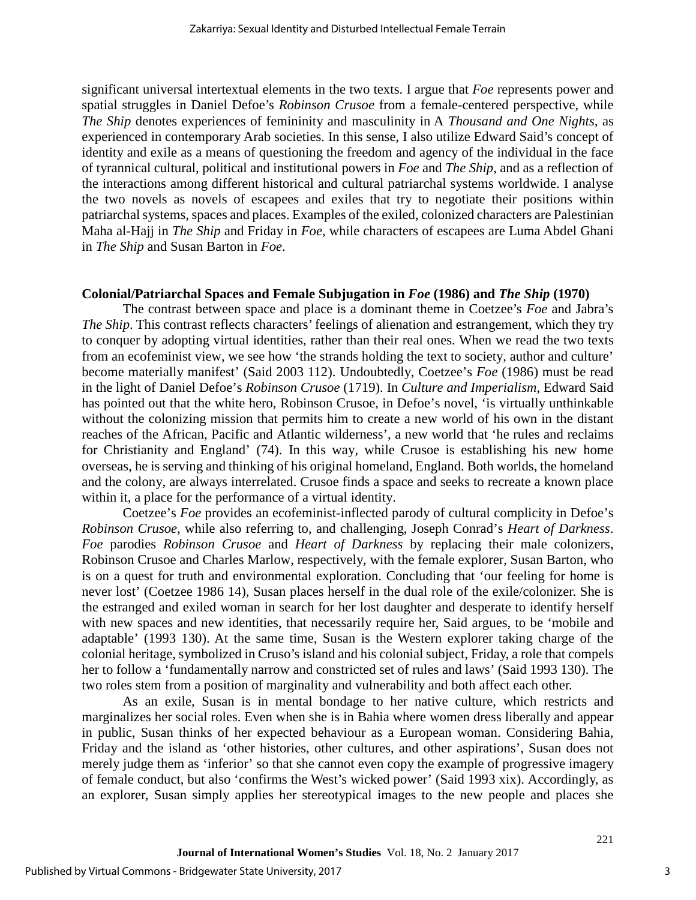significant universal intertextual elements in the two texts. I argue that *Foe* represents power and spatial struggles in Daniel Defoe's *Robinson Crusoe* from a female-centered perspective, while *The Ship* denotes experiences of femininity and masculinity in A *Thousand and One Nights*, as experienced in contemporary Arab societies. In this sense, I also utilize Edward Said's concept of identity and exile as a means of questioning the freedom and agency of the individual in the face of tyrannical cultural, political and institutional powers in *Foe* and *The Ship*, and as a reflection of the interactions among different historical and cultural patriarchal systems worldwide. I analyse the two novels as novels of escapees and exiles that try to negotiate their positions within patriarchal systems, spaces and places. Examples of the exiled, colonized characters are Palestinian Maha al-Hajj in *The Ship* and Friday in *Foe*, while characters of escapees are Luma Abdel Ghani in *The Ship* and Susan Barton in *Foe*.

## Colonial/Patriarchal Spaces and Female Subjugation in *Foe* (1986) and *The Ship* (1970)

The contrast between space and place is a dominant theme in Coetzee's *Foe* and Jabra's *The Ship*. This contrast reflects characters' feelings of alienation and estrangement, which they try to conquer by adopting virtual identities, rather than their real ones. When we read the two texts from an ecofeminist view, we see how 'the strands holding the text to society, author and culture' become materially manifest' (Said 2003 112). Undoubtedly, Coetzee's *Foe* (1986) must be read in the light of Daniel Defoe's *Robinson Crusoe* (1719). In *Culture and Imperialism*, Edward Said has pointed out that the white hero, Robinson Crusoe, in Defoe's novel, 'is virtually unthinkable without the colonizing mission that permits him to create a new world of his own in the distant reaches of the African, Pacific and Atlantic wilderness', a new world that 'he rules and reclaims for Christianity and England' (74). In this way, while Crusoe is establishing his new home overseas, he is serving and thinking of his original homeland, England. Both worlds, the homeland and the colony, are always interrelated. Crusoe finds a space and seeks to recreate a known place within it, a place for the performance of a virtual identity.

Coetzee's *Foe* provides an ecofeminist-inflected parody of cultural complicity in Defoe's *Robinson Crusoe*, while also referring to, and challenging, Joseph Conrad's *Heart of Darkness*. *Foe* parodies *Robinson Crusoe* and *Heart of Darkness* by replacing their male colonizers, Robinson Crusoe and Charles Marlow, respectively, with the female explorer, Susan Barton, who is on a quest for truth and environmental exploration. Concluding that 'our feeling for home is never lost' (Coetzee 1986 14), Susan places herself in the dual role of the exile/colonizer. She is the estranged and exiled woman in search for her lost daughter and desperate to identify herself with new spaces and new identities, that necessarily require her, Said argues, to be 'mobile and adaptable' (1993 130). At the same time, Susan is the Western explorer taking charge of the colonial heritage, symbolized in Cruso's island and his colonial subject, Friday, a role that compels her to follow a 'fundamentally narrow and constricted set of rules and laws' (Said 1993 130). The two roles stem from a position of marginality and vulnerability and both affect each other.

As an exile, Susan is in mental bondage to her native culture, which restricts and marginalizes her social roles. Even when she is in Bahia where women dress liberally and appear in public, Susan thinks of her expected behaviour as a European woman. Considering Bahia, Friday and the island as 'other histories, other cultures, and other aspirations', Susan does not merely judge them as 'inferior' so that she cannot even copy the example of progressive imagery of female conduct, but also 'confirms the West's wicked power' (Said 1993 xix). Accordingly, as an explorer, Susan simply applies her stereotypical images to the new people and places she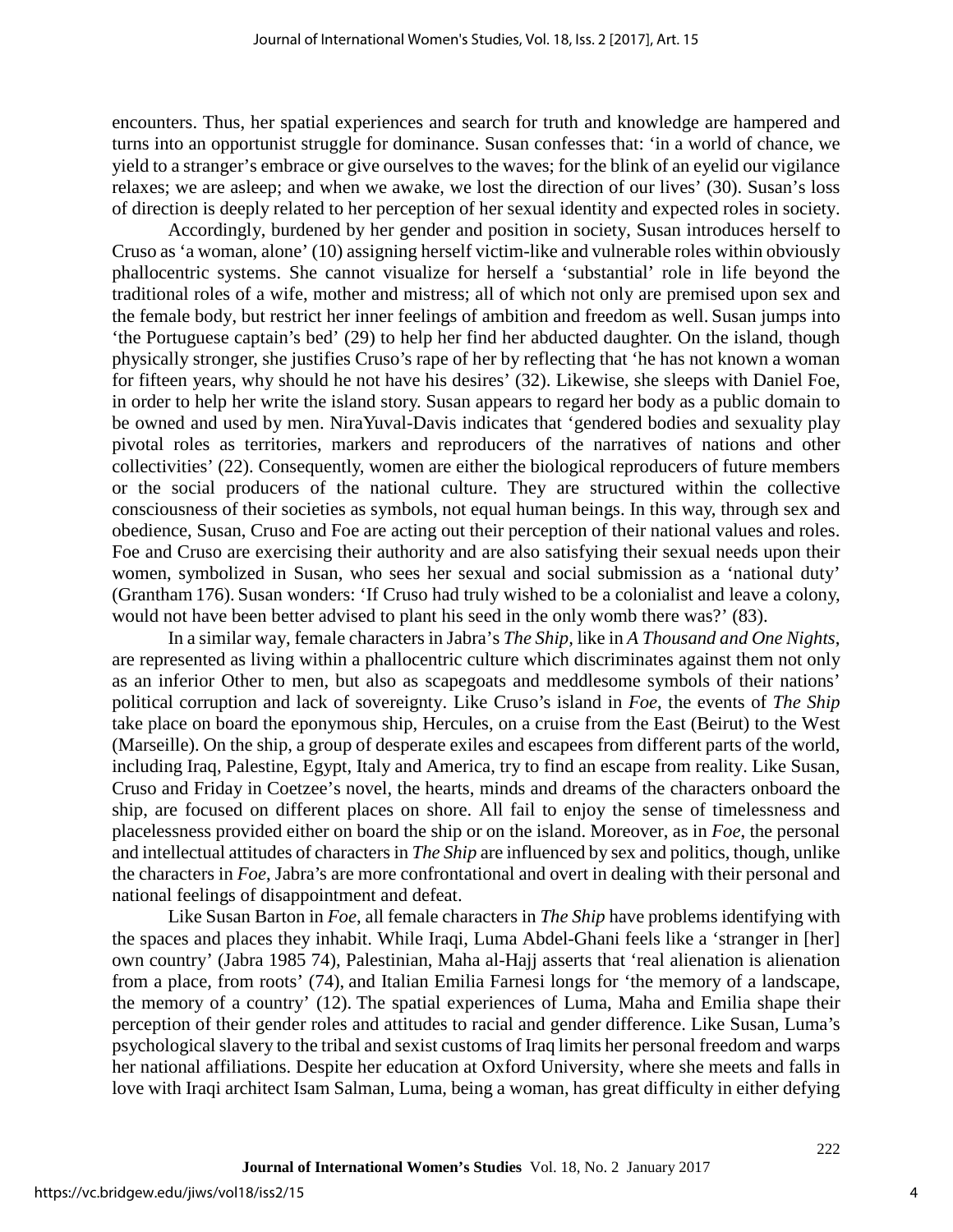encounters. Thus, her spatial experiences and search for truth and knowledge are hampered and turns into an opportunist struggle for dominance. Susan confesses that: 'in a world of chance, we yield to a stranger's embrace or give ourselves to the waves; for the blink of an eyelid our vigilance relaxes; we are asleep; and when we awake, we lost the direction of our lives' (30). Susan's loss of direction is deeply related to her perception of her sexual identity and expected roles in society.

Accordingly, burdened by her gender and position in society, Susan introduces herself to Cruso as 'a woman, alone' (10) assigning herself victim-like and vulnerable roles within obviously phallocentric systems. She cannot visualize for herself a 'substantial' role in life beyond the traditional roles of a wife, mother and mistress; all of which not only are premised upon sex and the female body, but restrict her inner feelings of ambition and freedom as well. Susan jumps into 'the Portuguese captain's bed' (29) to help her find her abducted daughter. On the island, though physically stronger, she justifies Cruso's rape of her by reflecting that 'he has not known a woman for fifteen years, why should he not have his desires' (32). Likewise, she sleeps with Daniel Foe, in order to help her write the island story. Susan appears to regard her body as a public domain to be owned and used by men. NiraYuval-Davis indicates that 'gendered bodies and sexuality play pivotal roles as territories, markers and reproducers of the narratives of nations and other collectivities' (22). Consequently, women are either the biological reproducers of future members or the social producers of the national culture. They are structured within the collective consciousness of their societies as symbols, not equal human beings. In this way, through sex and obedience, Susan, Cruso and Foe are acting out their perception of their national values and roles. Foe and Cruso are exercising their authority and are also satisfying their sexual needs upon their women, symbolized in Susan, who sees her sexual and social submission as a 'national duty' (Grantham 176). Susan wonders: 'If Cruso had truly wished to be a colonialist and leave a colony, would not have been better advised to plant his seed in the only womb there was?' (83).

In a similar way, female characters in Jabra's *The Ship*, like in *A Thousand and One Nights*, are represented as living within a phallocentric culture which discriminates against them not only as an inferior Other to men, but also as scapegoats and meddlesome symbols of their nations' political corruption and lack of sovereignty. Like Cruso's island in *Foe*, the events of *The Ship* take place on board the eponymous ship, Hercules, on a cruise from the East (Beirut) to the West (Marseille). On the ship, a group of desperate exiles and escapees from different parts of the world, including Iraq, Palestine, Egypt, Italy and America, try to find an escape from reality. Like Susan, Cruso and Friday in Coetzee's novel, the hearts, minds and dreams of the characters onboard the ship, are focused on different places on shore. All fail to enjoy the sense of timelessness and placelessness provided either on board the ship or on the island. Moreover, as in *Foe*, the personal and intellectual attitudes of characters in *The Ship* are influenced by sex and politics, though, unlike the characters in *Foe*, Jabra's are more confrontational and overt in dealing with their personal and national feelings of disappointment and defeat.

Like Susan Barton in *Foe*, all female characters in *The Ship* have problems identifying with the spaces and places they inhabit. While Iraqi, Luma Abdel-Ghani feels like a 'stranger in [her] own country' (Jabra 1985 74), Palestinian, Maha al-Hajj asserts that 'real alienation is alienation from a place, from roots' (74), and Italian Emilia Farnesi longs for 'the memory of a landscape, the memory of a country' (12). The spatial experiences of Luma, Maha and Emilia shape their perception of their gender roles and attitudes to racial and gender difference. Like Susan, Luma's psychological slavery to the tribal and sexist customs of Iraq limits her personal freedom and warps her national affiliations. Despite her education at Oxford University, where she meets and falls in love with Iraqi architect Isam Salman, Luma, being a woman, has great difficulty in either defying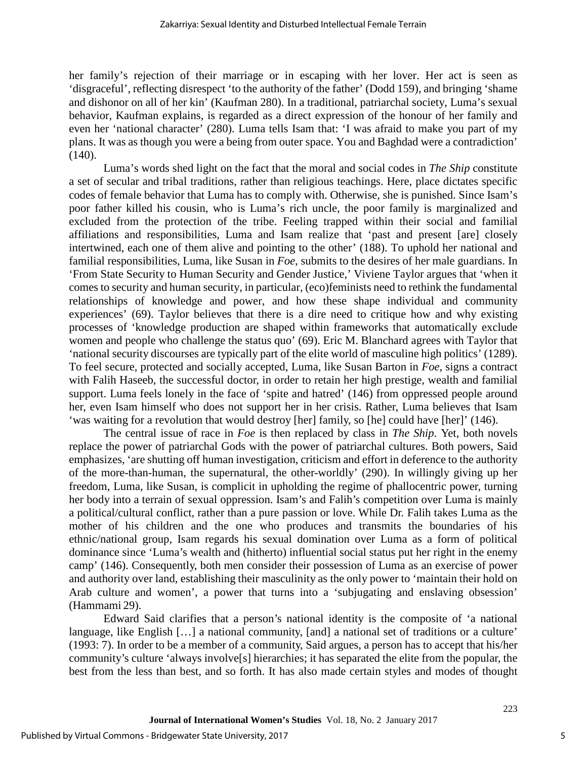her family's rejection of their marriage or in escaping with her lover. Her act is seen as 'disgraceful', reflecting disrespect 'to the authority of the father' (Dodd 159), and bringing 'shame and dishonor on all of her kin' (Kaufman 280). In a traditional, patriarchal society, Luma's sexual behavior, Kaufman explains, is regarded as a direct expression of the honour of her family and even her 'national character' (280). Luma tells Isam that: 'I was afraid to make you part of my plans. It was as though you were a being from outer space. You and Baghdad were a contradiction' (140).

Luma's words shed light on the fact that the moral and social codes in *The Ship* constitute a set of secular and tribal traditions, rather than religious teachings. Here, place dictates specific codes of female behavior that Luma has to comply with. Otherwise, she is punished. Since Isam's poor father killed his cousin, who is Luma's rich uncle, the poor family is marginalized and excluded from the protection of the tribe. Feeling trapped within their social and familial affiliations and responsibilities, Luma and Isam realize that 'past and present [are] closely intertwined, each one of them alive and pointing to the other' (188). To uphold her national and familial responsibilities, Luma, like Susan in *Foe*, submits to the desires of her male guardians. In 'From State Security to Human Security and Gender Justice,' Viviene Taylor argues that 'when it comes to security and human security, in particular, (eco)feminists need to rethink the fundamental relationships of knowledge and power, and how these shape individual and community experiences' (69). Taylor believes that there is a dire need to critique how and why existing processes of 'knowledge production are shaped within frameworks that automatically exclude women and people who challenge the status quo' (69). Eric M. Blanchard agrees with Taylor that 'national security discourses are typically part of the elite world of masculine high politics' (1289). To feel secure, protected and socially accepted, Luma, like Susan Barton in *Foe*, signs a contract with Falih Haseeb, the successful doctor, in order to retain her high prestige, wealth and familial support. Luma feels lonely in the face of 'spite and hatred' (146) from oppressed people around her, even Isam himself who does not support her in her crisis. Rather, Luma believes that Isam 'was waiting for a revolution that would destroy [her] family, so [he] could have [her]' (146).

The central issue of race in *Foe* is then replaced by class in *The Ship*. Yet, both novels replace the power of patriarchal Gods with the power of patriarchal cultures. Both powers, Said emphasizes, 'are shutting off human investigation, criticism and effort in deference to the authority of the more-than-human, the supernatural, the other-worldly' (290). In willingly giving up her freedom, Luma, like Susan, is complicit in upholding the regime of phallocentric power, turning her body into a terrain of sexual oppression. Isam's and Falih's competition over Luma is mainly a political/cultural conflict, rather than a pure passion or love. While Dr. Falih takes Luma as the mother of his children and the one who produces and transmits the boundaries of his ethnic/national group, Isam regards his sexual domination over Luma as a form of political dominance since 'Luma's wealth and (hitherto) influential social status put her right in the enemy camp' (146). Consequently, both men consider their possession of Luma as an exercise of power and authority over land, establishing their masculinity as the only power to 'maintain their hold on Arab culture and women', a power that turns into a 'subjugating and enslaving obsession' (Hammami 29).

Edward Said clarifies that a person's national identity is the composite of 'a national language, like English […] a national community, [and] a national set of traditions or a culture' (1993: 7). In order to be a member of a community, Said argues, a person has to accept that his/her community's culture 'always involve[s] hierarchies; it has separated the elite from the popular, the best from the less than best, and so forth. It has also made certain styles and modes of thought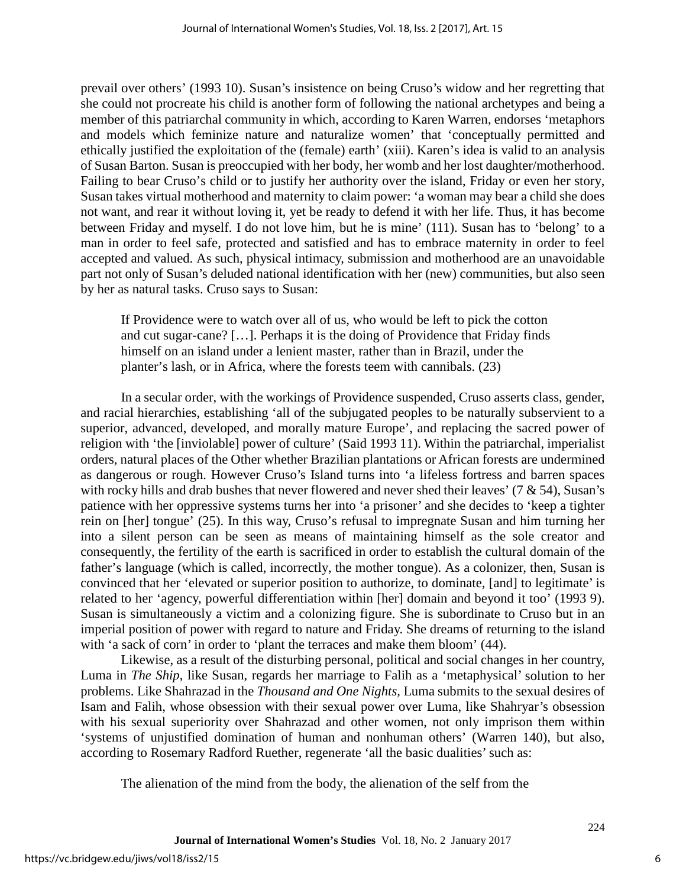prevail over others' (1993 10). Susan's insistence on being Cruso's widow and her regretting that she could not procreate his child is another form of following the national archetypes and being a member of this patriarchal community in which, according to Karen Warren, endorses 'metaphors and models which feminize nature and naturalize women' that 'conceptually permitted and ethically justified the exploitation of the (female) earth' (xiii). Karen's idea is valid to an analysis of Susan Barton. Susan is preoccupied with her body, her womb and her lost daughter/motherhood. Failing to bear Cruso's child or to justify her authority over the island, Friday or even her story, Susan takes virtual motherhood and maternity to claim power: 'a woman may bear a child she does not want, and rear it without loving it, yet be ready to defend it with her life. Thus, it has become between Friday and myself. I do not love him, but he is mine' (111). Susan has to 'belong' to a man in order to feel safe, protected and satisfied and has to embrace maternity in order to feel accepted and valued. As such, physical intimacy, submission and motherhood are an unavoidable part not only of Susan's deluded national identification with her (new) communities, but also seen by her as natural tasks. Cruso says to Susan:

> If Providence were to watch over all of us, who would be left to pick the cotton and cut sugar-cane? […]. Perhaps it is the doing of Providence that Friday finds himself on an island under a lenient master, rather than in Brazil, under the planter's lash, or in Africa, where the forests teem with cannibals. (23)

In a secular order, with the workings of Providence suspended, Cruso asserts class, gender, and racial hierarchies, establishing 'all of the subjugated peoples to be naturally subservient to a superior, advanced, developed, and morally mature Europe', and replacing the sacred power of religion with 'the [inviolable] power of culture' (Said 1993 11). Within the patriarchal, imperialist orders, natural places of the Other whether Brazilian plantations or African forests are undermined as dangerous or rough. However Cruso's Island turns into 'a lifeless fortress and barren spaces with rocky hills and drab bushes that never flowered and never shed their leaves' (7 & 54), Susan's patience with her oppressive systems turns her into 'a prisoner' and she decides to 'keep a tighter rein on [her] tongue' (25). In this way, Cruso's refusal to impregnate Susan and him turning her into a silent person can be seen as means of maintaining himself as the sole creator and consequently, the fertility of the earth is sacrificed in order to establish the cultural domain of the father's language (which is called, incorrectly, the mother tongue). As a colonizer, then, Susan is convinced that her 'elevated or superior position to authorize, to dominate, [and] to legitimate' is related to her 'agency, powerful differentiation within [her] domain and beyond it too' (1993 9). Susan is simultaneously a victim and a colonizing figure. She is subordinate to Cruso but in an imperial position of power with regard to nature and Friday. She dreams of returning to the island with 'a sack of corn' in order to 'plant the terraces and make them bloom' (44).

Likewise, as a result of the disturbing personal, political and social changes in her country, Luma in *The Ship*, like Susan, regards her marriage to Falih as a 'metaphysical' solution to her problems. Like Shahrazad in the *Thousand and One Nights*, Luma submits to the sexual desires of Isam and Falih, whose obsession with their sexual power over Luma, like Shahryar's obsession with his sexual superiority over Shahrazad and other women, not only imprison them within 'systems of unjustified domination of human and nonhuman others' (Warren 140), but also, according to Rosemary Radford Ruether, regenerate 'all the basic dualities' such as:

> The alienation of the mind from the body, the alienation of the self from the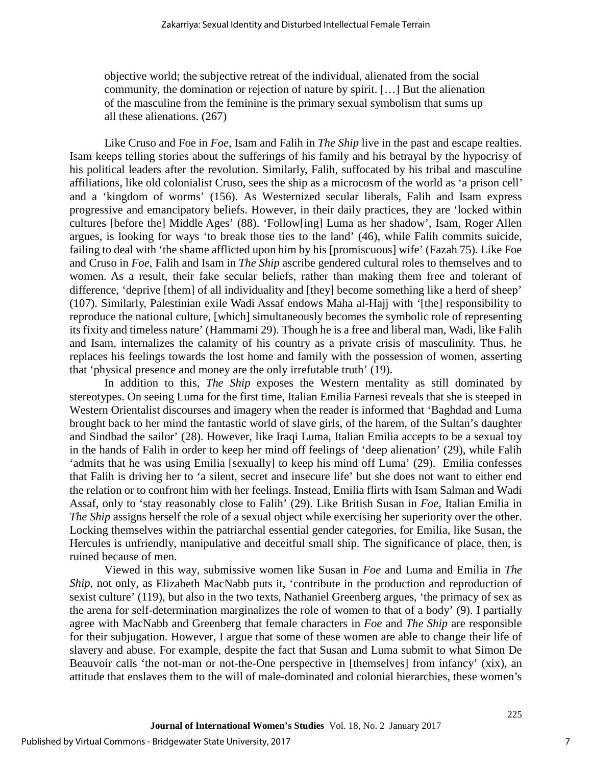> objective world; the subjective retreat of the individual, alienated from the social community, the domination or rejection of nature by spirit. […] But the alienation of the masculine from the feminine is the primary sexual symbolism that sums up all these alienations. (267)

Like Cruso and Foe in *Foe*, Isam and Falih in *The Ship* live in the past and escape realties. Isam keeps telling stories about the sufferings of his family and his betrayal by the hypocrisy of his political leaders after the revolution. Similarly, Falih, suffocated by his tribal and masculine affiliations, like old colonialist Cruso, sees the ship as a microcosm of the world as 'a prison cell' and a 'kingdom of worms' (156). As Westernized secular liberals, Falih and Isam express progressive and emancipatory beliefs. However, in their daily practices, they are 'locked within cultures [before the] Middle Ages' (88). 'Follow[ing] Luma as her shadow', Isam, Roger Allen argues, is looking for ways 'to break those ties to the land' (46), while Falih commits suicide, failing to deal with 'the shame afflicted upon him by his [promiscuous] wife' (Fazah 75). Like Foe and Cruso in *Foe*, Falih and Isam in *The Ship* ascribe gendered cultural roles to themselves and to women. As a result, their fake secular beliefs, rather than making them free and tolerant of difference, 'deprive [them] of all individuality and [they] become something like a herd of sheep' (107). Similarly, Palestinian exile Wadi Assaf endows Maha al-Hajj with '[the] responsibility to reproduce the national culture, [which] simultaneously becomes the symbolic role of representing its fixity and timeless nature' (Hammami 29). Though he is a free and liberal man, Wadi, like Falih and Isam, internalizes the calamity of his country as a private crisis of masculinity. Thus, he replaces his feelings towards the lost home and family with the possession of women, asserting that 'physical presence and money are the only irrefutable truth' (19).

In addition to this, *The Ship* exposes the Western mentality as still dominated by stereotypes. On seeing Luma for the first time, Italian Emilia Farnesi reveals that she is steeped in Western Orientalist discourses and imagery when the reader is informed that 'Baghdad and Luma brought back to her mind the fantastic world of slave girls, of the harem, of the Sultan's daughter and Sindbad the sailor' (28). However, like Iraqi Luma, Italian Emilia accepts to be a sexual toy in the hands of Falih in order to keep her mind off feelings of 'deep alienation' (29), while Falih 'admits that he was using Emilia [sexually] to keep his mind off Luma' (29). Emilia confesses that Falih is driving her to 'a silent, secret and insecure life' but she does not want to either end the relation or to confront him with her feelings. Instead, Emilia flirts with Isam Salman and Wadi Assaf, only to 'stay reasonably close to Falih' (29). Like British Susan in *Foe*, Italian Emilia in *The Ship* assigns herself the role of a sexual object while exercising her superiority over the other. Locking themselves within the patriarchal essential gender categories, for Emilia, like Susan, the Hercules is unfriendly, manipulative and deceitful small ship. The significance of place, then, is ruined because of men.

Viewed in this way, submissive women like Susan in *Foe* and Luma and Emilia in *The Ship*, not only, as Elizabeth MacNabb puts it, 'contribute in the production and reproduction of sexist culture' (119), but also in the two texts, Nathaniel Greenberg argues, 'the primacy of sex as the arena for self-determination marginalizes the role of women to that of a body' (9). I partially agree with MacNabb and Greenberg that female characters in *Foe* and *The Ship* are responsible for their subjugation. However, I argue that some of these women are able to change their life of slavery and abuse. For example, despite the fact that Susan and Luma submit to what Simon De Beauvoir calls 'the not-man or not-the-One perspective in [themselves] from infancy' (xix), an attitude that enslaves them to the will of male-dominated and colonial hierarchies, these women's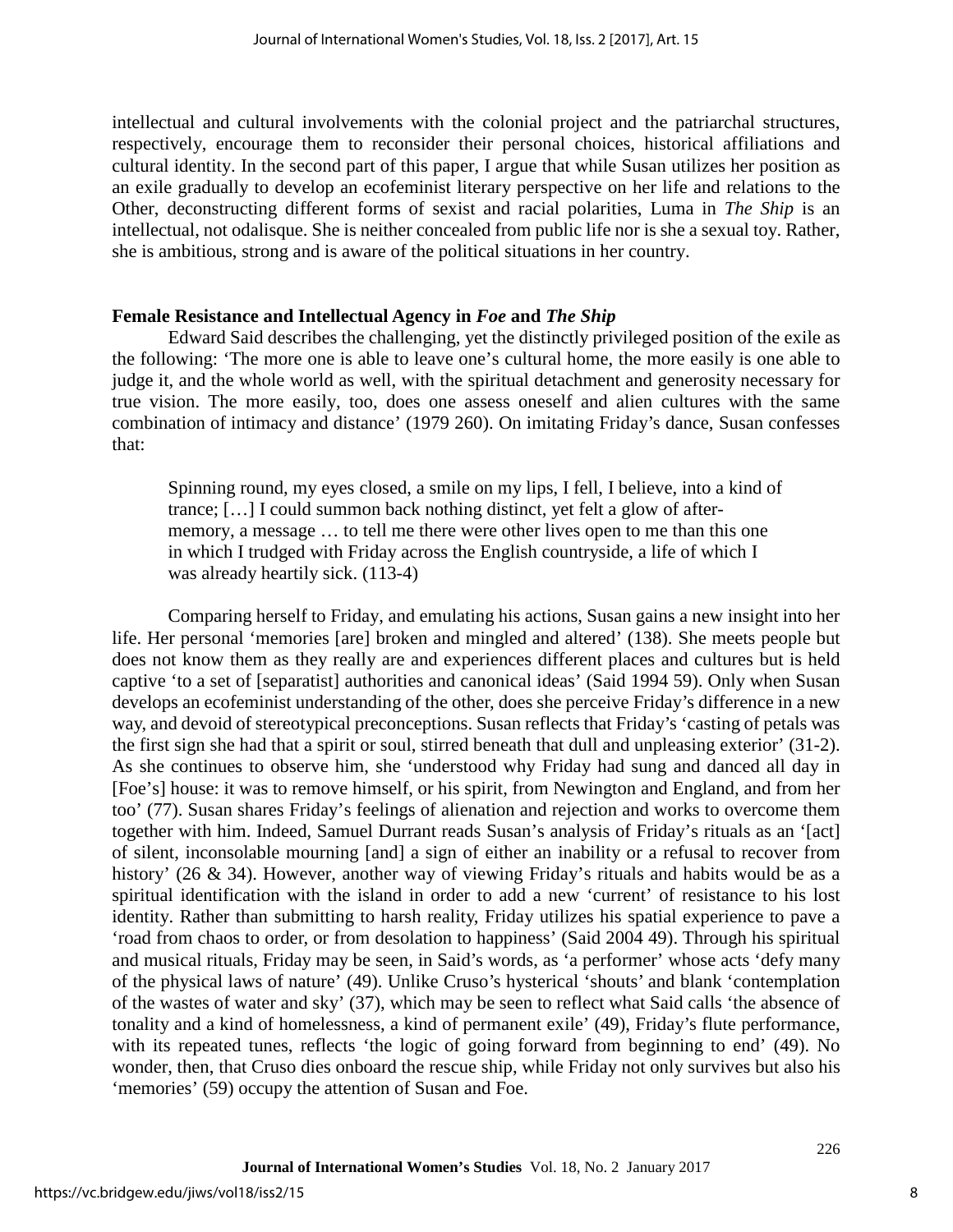intellectual and cultural involvements with the colonial project and the patriarchal structures, respectively, encourage them to reconsider their personal choices, historical affiliations and cultural identity. In the second part of this paper, I argue that while Susan utilizes her position as an exile gradually to develop an ecofeminist literary perspective on her life and relations to the Other, deconstructing different forms of sexist and racial polarities, Luma in *The Ship* is an intellectual, not odalisque. She is neither concealed from public life nor is she a sexual toy. Rather, she is ambitious, strong and is aware of the political situations in her country.

### Female Resistance and Intellectual Agency in *Foe* and *The Ship*

Edward Said describes the challenging, yet the distinctly privileged position of the exile as the following: 'The more one is able to leave one's cultural home, the more easily is one able to judge it, and the whole world as well, with the spiritual detachment and generosity necessary for true vision. The more easily, too, does one assess oneself and alien cultures with the same combination of intimacy and distance' (1979 260). On imitating Friday's dance, Susan confesses that:

> Spinning round, my eyes closed, a smile on my lips, I fell, I believe, into a kind of trance; […] I could summon back nothing distinct, yet felt a glow of after-memory, a message … to tell me there were other lives open to me than this one in which I trudged with Friday across the English countryside, a life of which I was already heartily sick. (113-4)

Comparing herself to Friday, and emulating his actions, Susan gains a new insight into her life. Her personal 'memories [are] broken and mingled and altered' (138). She meets people but does not know them as they really are and experiences different places and cultures but is held captive 'to a set of [separatist] authorities and canonical ideas' (Said 1994 59). Only when Susan develops an ecofeminist understanding of the other, does she perceive Friday's difference in a new way, and devoid of stereotypical preconceptions. Susan reflects that Friday's 'casting of petals was the first sign she had that a spirit or soul, stirred beneath that dull and unpleasing exterior' (31-2). As she continues to observe him, she 'understood why Friday had sung and danced all day in [Foe's] house: it was to remove himself, or his spirit, from Newington and England, and from her too' (77). Susan shares Friday's feelings of alienation and rejection and works to overcome them together with him. Indeed, Samuel Durrant reads Susan's analysis of Friday's rituals as an '[act] of silent, inconsolable mourning [and] a sign of either an inability or a refusal to recover from history' (26 & 34). However, another way of viewing Friday's rituals and habits would be as a spiritual identification with the island in order to add a new 'current' of resistance to his lost identity. Rather than submitting to harsh reality, Friday utilizes his spatial experience to pave a 'road from chaos to order, or from desolation to happiness' (Said 2004 49). Through his spiritual and musical rituals, Friday may be seen, in Said's words, as 'a performer' whose acts 'defy many of the physical laws of nature' (49). Unlike Cruso's hysterical 'shouts' and blank 'contemplation of the wastes of water and sky' (37), which may be seen to reflect what Said calls 'the absence of tonality and a kind of homelessness, a kind of permanent exile' (49), Friday's flute performance, with its repeated tunes, reflects 'the logic of going forward from beginning to end' (49). No wonder, then, that Cruso dies onboard the rescue ship, while Friday not only survives but also his 'memories' (59) occupy the attention of Susan and Foe.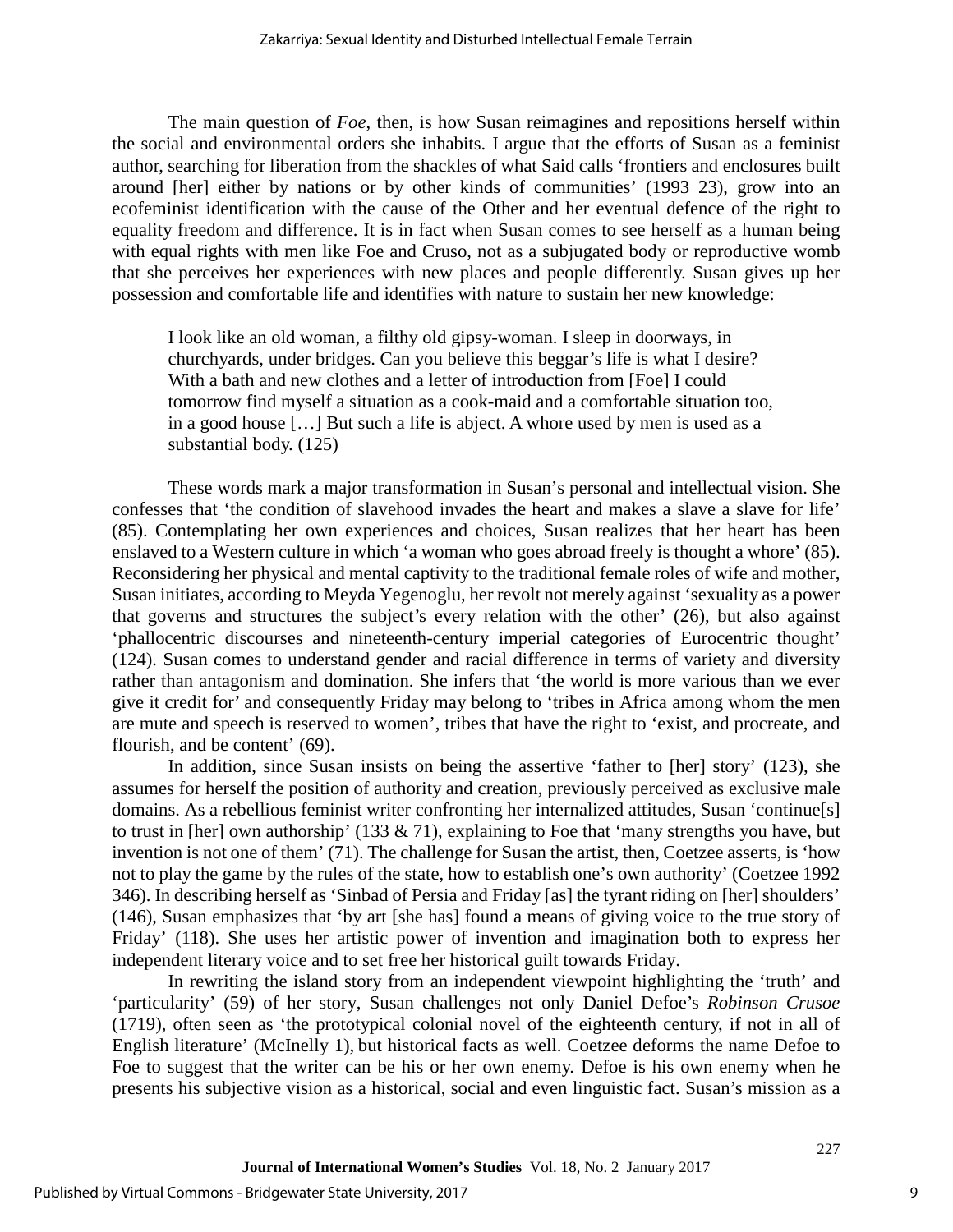The main question of *Foe*, then, is how Susan reimagines and repositions herself within the social and environmental orders she inhabits. I argue that the efforts of Susan as a feminist author, searching for liberation from the shackles of what Said calls 'frontiers and enclosures built around [her] either by nations or by other kinds of communities' (1993 23), grow into an ecofeminist identification with the cause of the Other and her eventual defence of the right to equality freedom and difference. It is in fact when Susan comes to see herself as a human being with equal rights with men like Foe and Cruso, not as a subjugated body or reproductive womb that she perceives her experiences with new places and people differently. Susan gives up her possession and comfortable life and identifies with nature to sustain her new knowledge:

> I look like an old woman, a filthy old gipsy-woman. I sleep in doorways, in churchyards, under bridges. Can you believe this beggar's life is what I desire? With a bath and new clothes and a letter of introduction from [Foe] I could tomorrow find myself a situation as a cook-maid and a comfortable situation too, in a good house […] But such a life is abject. A whore used by men is used as a substantial body. (125)

These words mark a major transformation in Susan's personal and intellectual vision. She confesses that 'the condition of slavehood invades the heart and makes a slave a slave for life' (85). Contemplating her own experiences and choices, Susan realizes that her heart has been enslaved to a Western culture in which 'a woman who goes abroad freely is thought a whore' (85). Reconsidering her physical and mental captivity to the traditional female roles of wife and mother, Susan initiates, according to Meyda Yegenoglu, her revolt not merely against 'sexuality as a power that governs and structures the subject's every relation with the other' (26), but also against 'phallocentric discourses and nineteenth-century imperial categories of Eurocentric thought' (124). Susan comes to understand gender and racial difference in terms of variety and diversity rather than antagonism and domination. She infers that 'the world is more various than we ever give it credit for' and consequently Friday may belong to 'tribes in Africa among whom the men are mute and speech is reserved to women', tribes that have the right to 'exist, and procreate, and flourish, and be content' (69).

In addition, since Susan insists on being the assertive 'father to [her] story' (123), she assumes for herself the position of authority and creation, previously perceived as exclusive male domains. As a rebellious feminist writer confronting her internalized attitudes, Susan 'continue[s] to trust in [her] own authorship' (133 & 71), explaining to Foe that 'many strengths you have, but invention is not one of them' (71). The challenge for Susan the artist, then, Coetzee asserts, is 'how not to play the game by the rules of the state, how to establish one's own authority' (Coetzee 1992 346). In describing herself as 'Sinbad of Persia and Friday [as] the tyrant riding on [her] shoulders' (146), Susan emphasizes that 'by art [she has] found a means of giving voice to the true story of Friday' (118). She uses her artistic power of invention and imagination both to express her independent literary voice and to set free her historical guilt towards Friday.

In rewriting the island story from an independent viewpoint highlighting the 'truth' and 'particularity' (59) of her story, Susan challenges not only Daniel Defoe's *Robinson Crusoe* (1719), often seen as 'the prototypical colonial novel of the eighteenth century, if not in all of English literature' (McInelly 1), but historical facts as well. Coetzee deforms the name Defoe to Foe to suggest that the writer can be his or her own enemy. Defoe is his own enemy when he presents his subjective vision as a historical, social and even linguistic fact. Susan's mission as a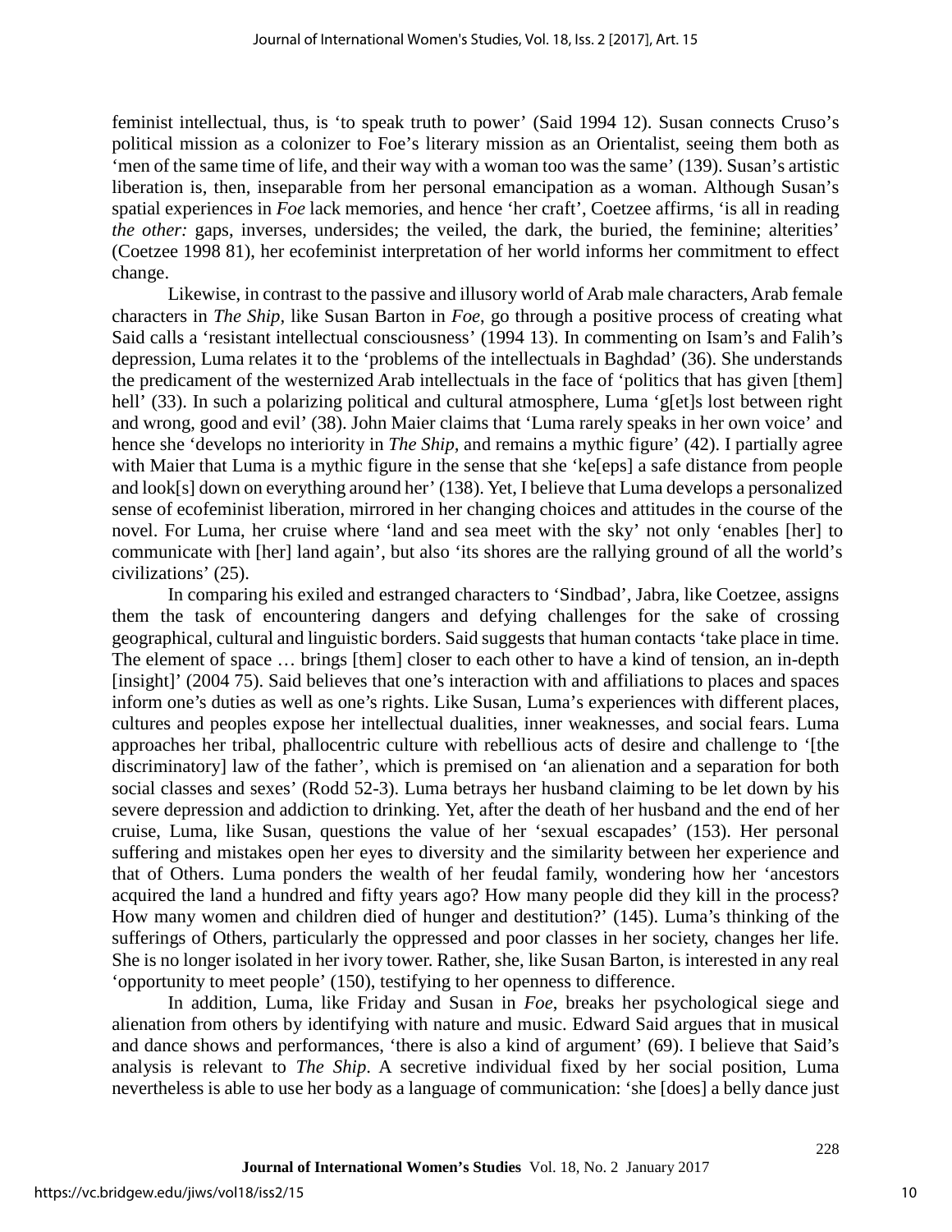feminist intellectual, thus, is 'to speak truth to power' (Said 1994 12). Susan connects Cruso's political mission as a colonizer to Foe's literary mission as an Orientalist, seeing them both as 'men of the same time of life, and their way with a woman too was the same' (139). Susan's artistic liberation is, then, inseparable from her personal emancipation as a woman. Although Susan's spatial experiences in *Foe* lack memories, and hence 'her craft', Coetzee affirms, 'is all in reading *the other:* gaps, inverses, undersides; the veiled, the dark, the buried, the feminine; alterities' (Coetzee 1998 81), her ecofeminist interpretation of her world informs her commitment to effect change.

Likewise, in contrast to the passive and illusory world of Arab male characters, Arab female characters in *The Ship,* like Susan Barton in *Foe,* go through a positive process of creating what Said calls a 'resistant intellectual consciousness' (1994 13). In commenting on Isam's and Falih's depression, Luma relates it to the 'problems of the intellectuals in Baghdad' (36). She understands the predicament of the westernized Arab intellectuals in the face of 'politics that has given [them] hell' (33). In such a polarizing political and cultural atmosphere, Luma 'g[et]s lost between right and wrong, good and evil' (38). John Maier claims that 'Luma rarely speaks in her own voice' and hence she 'develops no interiority in *The Ship*, and remains a mythic figure' (42). I partially agree with Maier that Luma is a mythic figure in the sense that she 'ke[eps] a safe distance from people and look[s] down on everything around her' (138). Yet, I believe that Luma develops a personalized sense of ecofeminist liberation, mirrored in her changing choices and attitudes in the course of the novel. For Luma, her cruise where 'land and sea meet with the sky' not only 'enables [her] to communicate with [her] land again', but also 'its shores are the rallying ground of all the world's civilizations' (25).

In comparing his exiled and estranged characters to 'Sindbad', Jabra, like Coetzee, assigns them the task of encountering dangers and defying challenges for the sake of crossing geographical, cultural and linguistic borders. Said suggests that human contacts 'take place in time. The element of space … brings [them] closer to each other to have a kind of tension, an in-depth [insight]' (2004 75). Said believes that one's interaction with and affiliations to places and spaces inform one's duties as well as one's rights. Like Susan, Luma's experiences with different places, cultures and peoples expose her intellectual dualities, inner weaknesses, and social fears. Luma approaches her tribal, phallocentric culture with rebellious acts of desire and challenge to '[the discriminatory] law of the father', which is premised on 'an alienation and a separation for both social classes and sexes' (Rodd 52-3). Luma betrays her husband claiming to be let down by his severe depression and addiction to drinking. Yet, after the death of her husband and the end of her cruise, Luma, like Susan, questions the value of her 'sexual escapades' (153). Her personal suffering and mistakes open her eyes to diversity and the similarity between her experience and that of Others. Luma ponders the wealth of her feudal family, wondering how her 'ancestors acquired the land a hundred and fifty years ago? How many people did they kill in the process? How many women and children died of hunger and destitution?' (145). Luma's thinking of the sufferings of Others, particularly the oppressed and poor classes in her society, changes her life. She is no longer isolated in her ivory tower. Rather, she, like Susan Barton, is interested in any real 'opportunity to meet people' (150), testifying to her openness to difference.

In addition, Luma, like Friday and Susan in *Foe*, breaks her psychological siege and alienation from others by identifying with nature and music. Edward Said argues that in musical and dance shows and performances, 'there is also a kind of argument' (69). I believe that Said's analysis is relevant to *The Ship*. A secretive individual fixed by her social position, Luma nevertheless is able to use her body as a language of communication: 'she [does] a belly dance just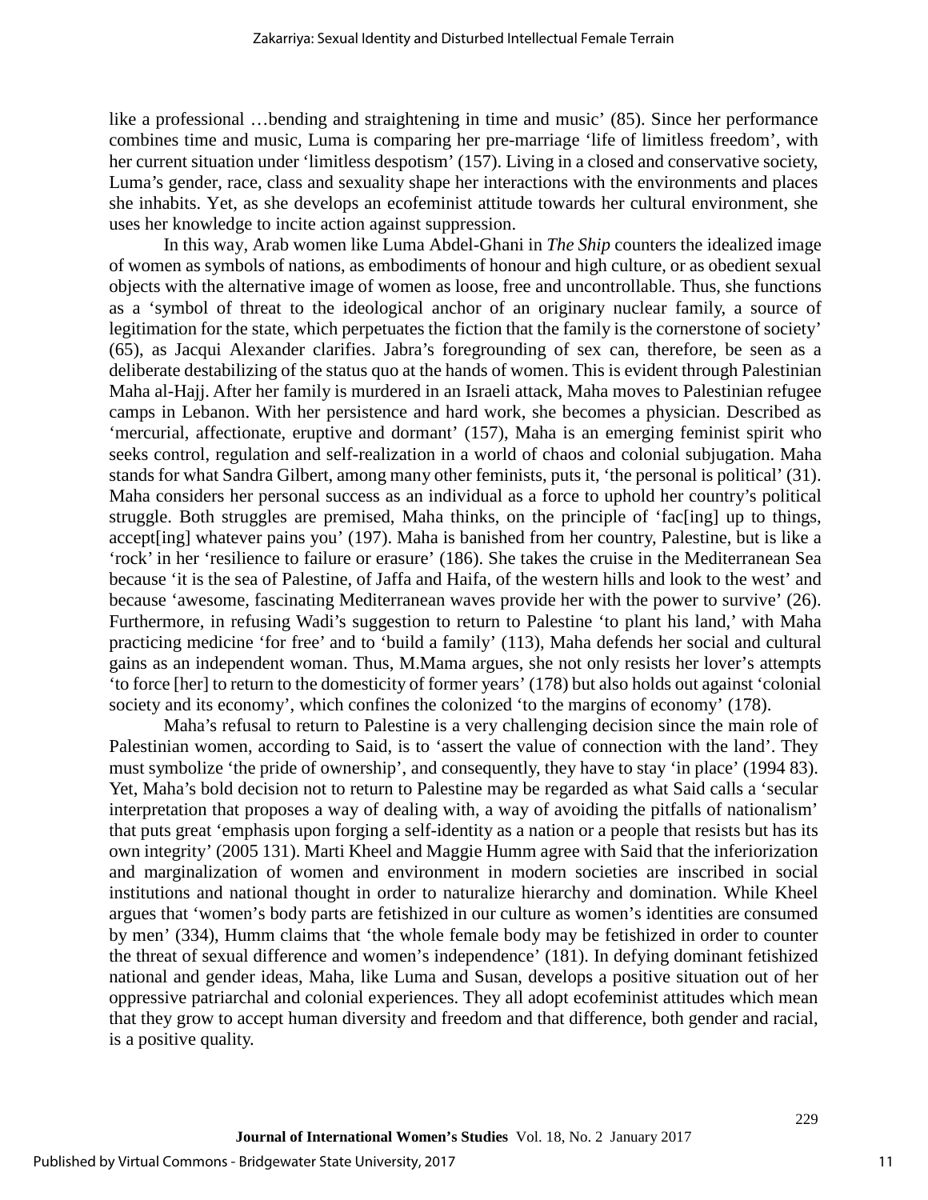like a professional …bending and straightening in time and music' (85). Since her performance combines time and music, Luma is comparing her pre-marriage 'life of limitless freedom', with her current situation under 'limitless despotism' (157). Living in a closed and conservative society, Luma's gender, race, class and sexuality shape her interactions with the environments and places she inhabits. Yet, as she develops an ecofeminist attitude towards her cultural environment, she uses her knowledge to incite action against suppression.

In this way, Arab women like Luma Abdel-Ghani in *The Ship* counters the idealized image of women as symbols of nations, as embodiments of honour and high culture, or as obedient sexual objects with the alternative image of women as loose, free and uncontrollable. Thus, she functions as a 'symbol of threat to the ideological anchor of an originary nuclear family, a source of legitimation for the state, which perpetuates the fiction that the family is the cornerstone of society' (65), as Jacqui Alexander clarifies. Jabra's foregrounding of sex can, therefore, be seen as a deliberate destabilizing of the status quo at the hands of women. This is evident through Palestinian Maha al-Hajj. After her family is murdered in an Israeli attack, Maha moves to Palestinian refugee camps in Lebanon. With her persistence and hard work, she becomes a physician. Described as 'mercurial, affectionate, eruptive and dormant' (157), Maha is an emerging feminist spirit who seeks control, regulation and self-realization in a world of chaos and colonial subjugation. Maha stands for what Sandra Gilbert, among many other feminists, puts it, 'the personal is political' (31). Maha considers her personal success as an individual as a force to uphold her country's political struggle. Both struggles are premised, Maha thinks, on the principle of 'fac[ing] up to things, accept[ing] whatever pains you' (197). Maha is banished from her country, Palestine, but is like a 'rock' in her 'resilience to failure or erasure' (186). She takes the cruise in the Mediterranean Sea because 'it is the sea of Palestine, of Jaffa and Haifa, of the western hills and look to the west' and because 'awesome, fascinating Mediterranean waves provide her with the power to survive' (26). Furthermore, in refusing Wadi's suggestion to return to Palestine 'to plant his land,' with Maha practicing medicine 'for free' and to 'build a family' (113), Maha defends her social and cultural gains as an independent woman. Thus, M.Mama argues, she not only resists her lover's attempts 'to force [her] to return to the domesticity of former years' (178) but also holds out against 'colonial society and its economy', which confines the colonized 'to the margins of economy' (178).

Maha's refusal to return to Palestine is a very challenging decision since the main role of Palestinian women, according to Said, is to 'assert the value of connection with the land'. They must symbolize 'the pride of ownership', and consequently, they have to stay 'in place' (1994 83). Yet, Maha's bold decision not to return to Palestine may be regarded as what Said calls a 'secular interpretation that proposes a way of dealing with, a way of avoiding the pitfalls of nationalism' that puts great 'emphasis upon forging a self-identity as a nation or a people that resists but has its own integrity' (2005 131). Marti Kheel and Maggie Humm agree with Said that the inferiorization and marginalization of women and environment in modern societies are inscribed in social institutions and national thought in order to naturalize hierarchy and domination. While Kheel argues that 'women's body parts are fetishized in our culture as women's identities are consumed by men' (334), Humm claims that 'the whole female body may be fetishized in order to counter the threat of sexual difference and women's independence' (181). In defying dominant fetishized national and gender ideas, Maha, like Luma and Susan, develops a positive situation out of her oppressive patriarchal and colonial experiences. They all adopt ecofeminist attitudes which mean that they grow to accept human diversity and freedom and that difference, both gender and racial, is a positive quality.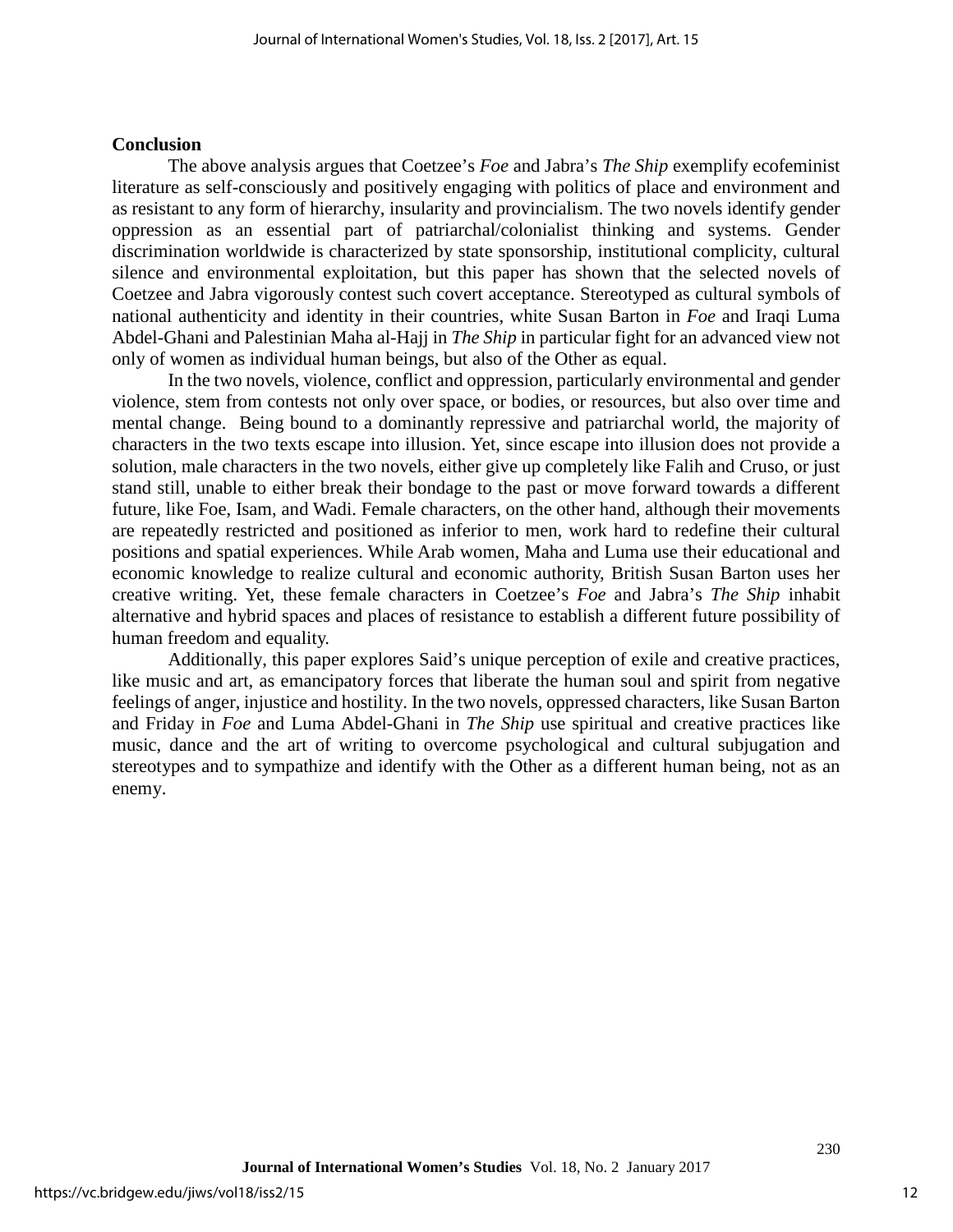## Conclusion

The above analysis argues that Coetzee's *Foe* and Jabra's *The Ship* exemplify ecofeminist literature as self-consciously and positively engaging with politics of place and environment and as resistant to any form of hierarchy, insularity and provincialism. The two novels identify gender oppression as an essential part of patriarchal/colonialist thinking and systems. Gender discrimination worldwide is characterized by state sponsorship, institutional complicity, cultural silence and environmental exploitation, but this paper has shown that the selected novels of Coetzee and Jabra vigorously contest such covert acceptance. Stereotyped as cultural symbols of national authenticity and identity in their countries, white Susan Barton in *Foe* and Iraqi Luma Abdel-Ghani and Palestinian Maha al-Hajj in *The Ship* in particular fight for an advanced view not only of women as individual human beings, but also of the Other as equal.

In the two novels, violence, conflict and oppression, particularly environmental and gender violence, stem from contests not only over space, or bodies, or resources, but also over time and mental change. Being bound to a dominantly repressive and patriarchal world, the majority of characters in the two texts escape into illusion. Yet, since escape into illusion does not provide a solution, male characters in the two novels, either give up completely like Falih and Cruso, or just stand still, unable to either break their bondage to the past or move forward towards a different future, like Foe, Isam, and Wadi. Female characters, on the other hand, although their movements are repeatedly restricted and positioned as inferior to men, work hard to redefine their cultural positions and spatial experiences. While Arab women, Maha and Luma use their educational and economic knowledge to realize cultural and economic authority, British Susan Barton uses her creative writing. Yet, these female characters in Coetzee's *Foe* and Jabra's *The Ship* inhabit alternative and hybrid spaces and places of resistance to establish a different future possibility of human freedom and equality.

Additionally, this paper explores Said's unique perception of exile and creative practices, like music and art, as emancipatory forces that liberate the human soul and spirit from negative feelings of anger, injustice and hostility. In the two novels, oppressed characters, like Susan Barton and Friday in *Foe* and Luma Abdel-Ghani in *The Ship* use spiritual and creative practices like music, dance and the art of writing to overcome psychological and cultural subjugation and stereotypes and to sympathize and identify with the Other as a different human being, not as an enemy.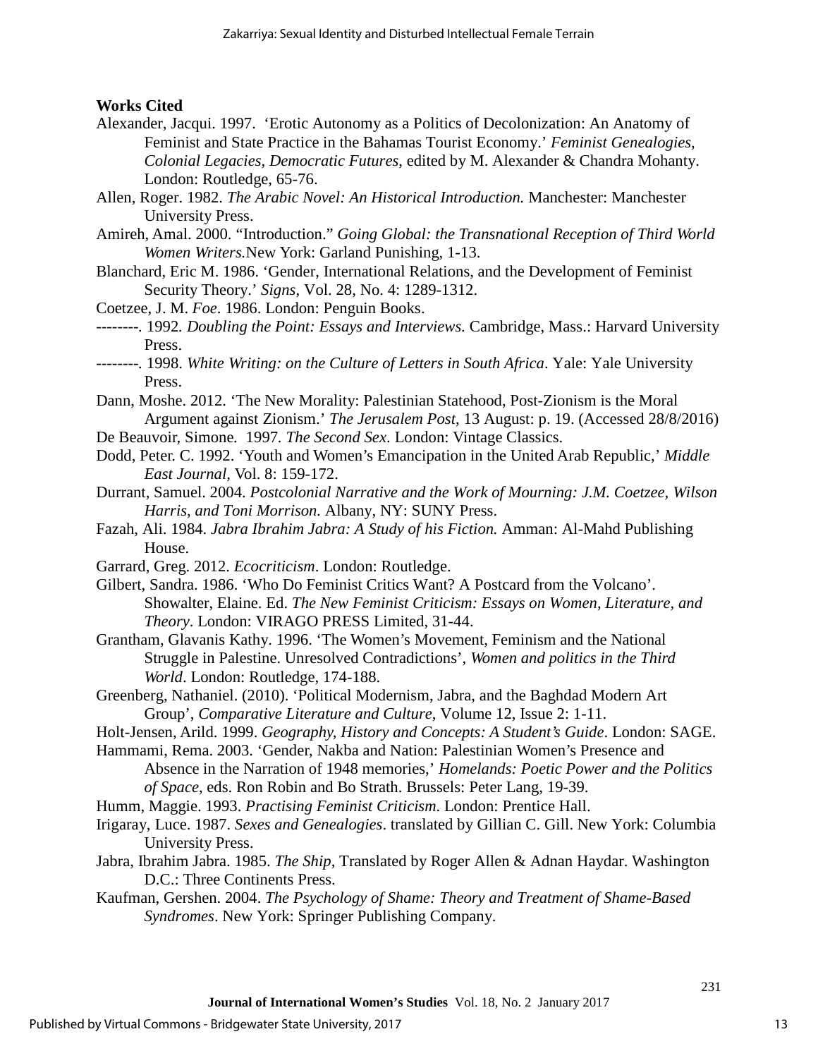**Works Cited**

Alexander, Jacqui. 1997. 'Erotic Autonomy as a Politics of Decolonization: An Anatomy of Feminist and State Practice in the Bahamas Tourist Economy.' *Feminist Genealogies, Colonial Legacies, Democratic Futures*, edited by M. Alexander & Chandra Mohanty. London: Routledge, 65-76.

Allen, Roger. 1982. *The Arabic Novel: An Historical Introduction.* Manchester: Manchester University Press.

Amireh, Amal. 2000. "Introduction." *Going Global: the Transnational Reception of Third World Women Writers.*New York: Garland Punishing, 1-13.

Blanchard, Eric M. 1986. 'Gender, International Relations, and the Development of Feminist Security Theory.' *Signs*, Vol. 28, No. 4: 1289-1312.

Coetzee, J. M. *Foe*. 1986. London: Penguin Books.

--------. 1992. *Doubling the Point: Essays and Interviews.* Cambridge, Mass.: Harvard University Press.

--------. 1998. *White Writing: on the Culture of Letters in South Africa*. Yale: Yale University Press.

Dann, Moshe. 2012. 'The New Morality: Palestinian Statehood, Post-Zionism is the Moral Argument against Zionism.' *The Jerusalem Post*, 13 August: p. 19. (Accessed 28/8/2016)

De Beauvoir, Simone. 1997. *The Second Sex*. London: Vintage Classics.

Dodd, Peter. C. 1992. 'Youth and Women's Emancipation in the United Arab Republic,' *Middle East Journal,* Vol. 8: 159-172.

Durrant, Samuel. 2004. *Postcolonial Narrative and the Work of Mourning: J.M. Coetzee, Wilson Harris, and Toni Morrison.* Albany, NY: SUNY Press.

Fazah, Ali. 1984. *Jabra Ibrahim Jabra: A Study of his Fiction.* Amman: Al-Mahd Publishing House.

Garrard, Greg. 2012. *Ecocriticism*. London: Routledge.

Gilbert, Sandra. 1986. 'Who Do Feminist Critics Want? A Postcard from the Volcano'. Showalter, Elaine. Ed. *The New Feminist Criticism: Essays on Women, Literature, and Theory*. London: VIRAGO PRESS Limited, 31-44.

Grantham, Glavanis Kathy. 1996. 'The Women's Movement, Feminism and the National Struggle in Palestine. Unresolved Contradictions', *Women and politics in the Third World*. London: Routledge, 174-188.

Greenberg, Nathaniel. (2010). 'Political Modernism, Jabra, and the Baghdad Modern Art Group', *Comparative Literature and Culture*, Volume 12, Issue 2: 1-11.

Holt-Jensen, Arild. 1999. *Geography, History and Concepts: A Student's Guide*. London: SAGE.

Hammami, Rema. 2003. 'Gender, Nakba and Nation: Palestinian Women's Presence and Absence in the Narration of 1948 memories,' *Homelands: Poetic Power and the Politics of Space*, eds. Ron Robin and Bo Strath. Brussels: Peter Lang, 19-39.

Humm, Maggie. 1993. *Practising Feminist Criticism*. London: Prentice Hall.

Irigaray, Luce. 1987. *Sexes and Genealogies*. translated by Gillian C. Gill. New York: Columbia University Press.

Jabra, Ibrahim Jabra. 1985. *The Ship*, Translated by Roger Allen & Adnan Haydar. Washington D.C.: Three Continents Press.

Kaufman, Gershen. 2004. *The Psychology of Shame: Theory and Treatment of Shame-Based Syndromes*. New York: Springer Publishing Company.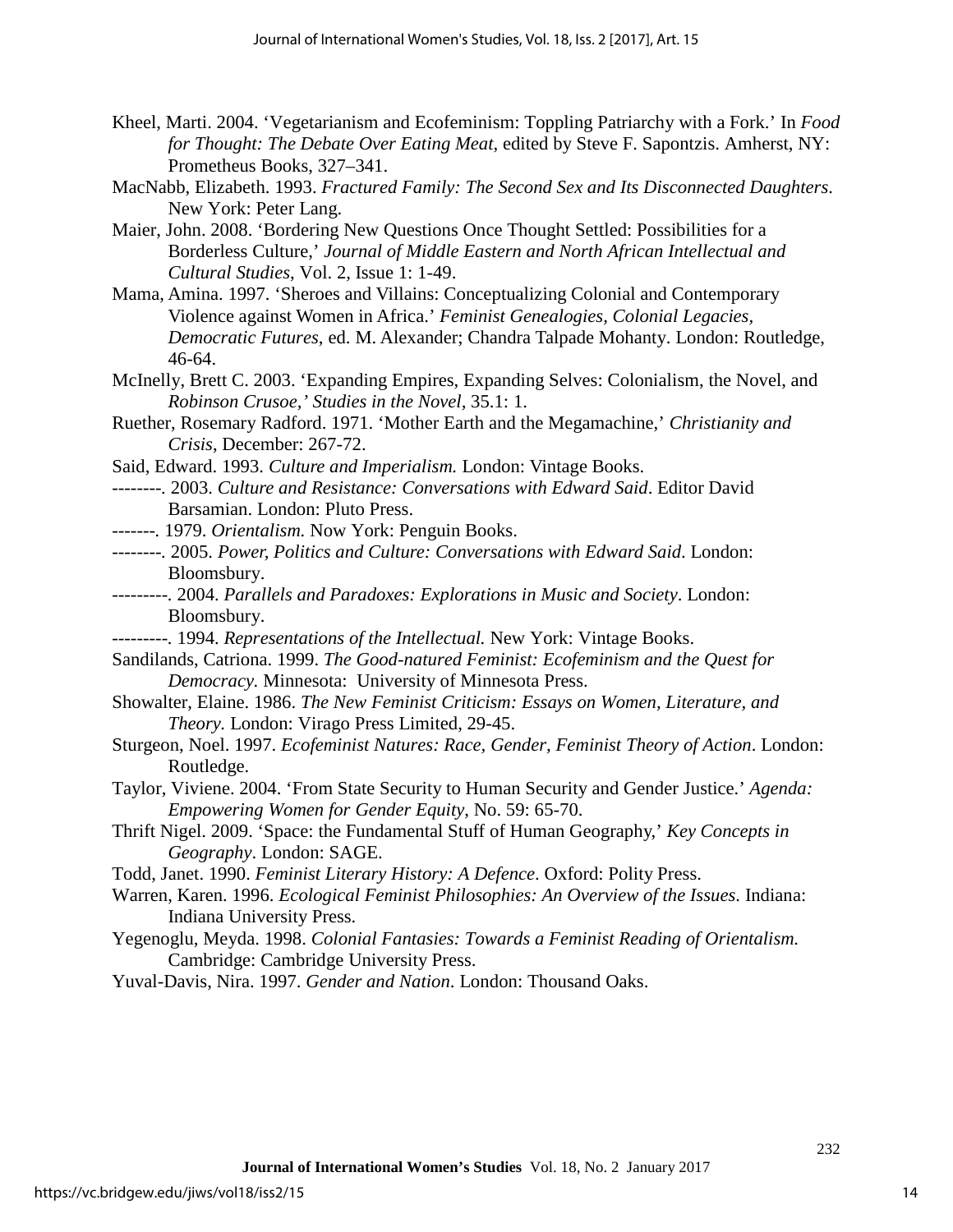Kheel, Marti. 2004. 'Vegetarianism and Ecofeminism: Toppling Patriarchy with a Fork.' In *Food for Thought: The Debate Over Eating Meat*, edited by Steve F. Sapontzis. Amherst, NY: Prometheus Books, 327–341.

MacNabb, Elizabeth. 1993. *Fractured Family: The Second Sex and Its Disconnected Daughters*. New York: Peter Lang.

Maier, John. 2008. 'Bordering New Questions Once Thought Settled: Possibilities for a Borderless Culture,' *Journal of Middle Eastern and North African Intellectual and Cultural Studies*, Vol. 2, Issue 1: 1-49.

Mama, Amina. 1997. 'Sheroes and Villains: Conceptualizing Colonial and Contemporary Violence against Women in Africa.' *Feminist Genealogies, Colonial Legacies, Democratic Futures*, ed. M. Alexander; Chandra Talpade Mohanty. London: Routledge, 46-64.

McInelly, Brett C. 2003. 'Expanding Empires, Expanding Selves: Colonialism, the Novel, and *Robinson Crusoe*,' *Studies in the Novel*, 35.1: 1.

Ruether, Rosemary Radford. 1971. 'Mother Earth and the Megamachine,' *Christianity and Crisis*, December: 267-72.

Said, Edward. 1993. *Culture and Imperialism.* London: Vintage Books.

--------. 2003. *Culture and Resistance: Conversations with Edward Said*. Editor David Barsamian. London: Pluto Press.

-------. 1979. *Orientalism.* Now York: Penguin Books.

--------. 2005. *Power, Politics and Culture: Conversations with Edward Said*. London: Bloomsbury.

---------. 2004. *Parallels and Paradoxes: Explorations in Music and Society*. London: Bloomsbury.

---------. 1994. *Representations of the Intellectual.* New York: Vintage Books.

Sandilands, Catriona. 1999. *The Good-natured Feminist: Ecofeminism and the Quest for Democracy.* Minnesota: University of Minnesota Press.

Showalter, Elaine. 1986. *The New Feminist Criticism: Essays on Women, Literature, and Theory.* London: Virago Press Limited, 29-45.

Sturgeon, Noel. 1997. *Ecofeminist Natures: Race, Gender, Feminist Theory of Action*. London: Routledge.

Taylor, Viviene. 2004. 'From State Security to Human Security and Gender Justice.' *Agenda: Empowering Women for Gender Equity*, No. 59: 65-70.

Thrift Nigel. 2009. 'Space: the Fundamental Stuff of Human Geography,' *Key Concepts in Geography*. London: SAGE.

Todd, Janet. 1990. *Feminist Literary History: A Defence*. Oxford: Polity Press.

Warren, Karen. 1996. *Ecological Feminist Philosophies: An Overview of the Issues*. Indiana: Indiana University Press.

Yegenoglu, Meyda. 1998. *Colonial Fantasies: Towards a Feminist Reading of Orientalism.* Cambridge: Cambridge University Press.

Yuval-Davis, Nira. 1997. *Gender and Nation*. London: Thousand Oaks.